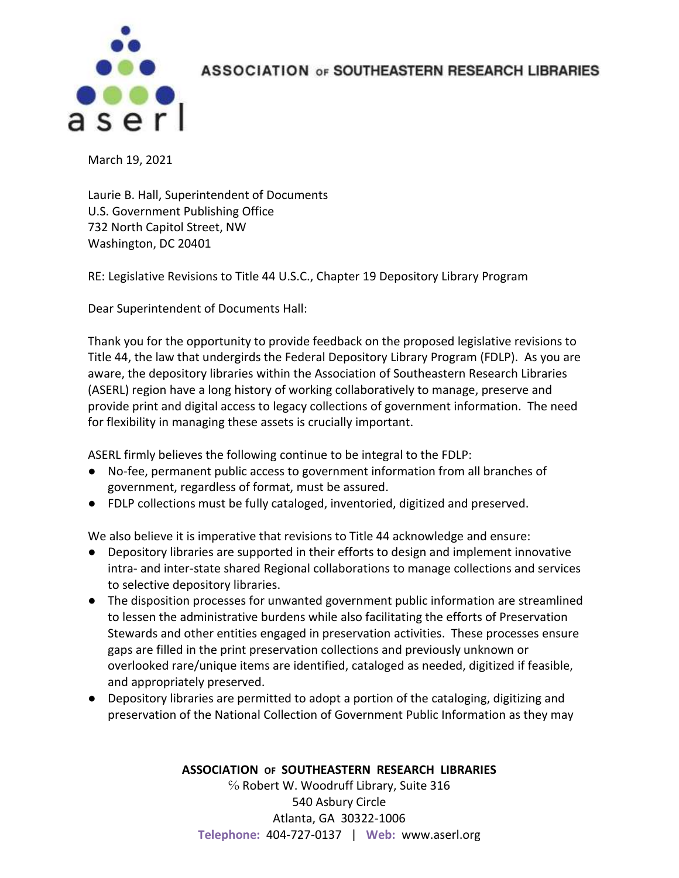ASSOCIATION OF SOUTHEASTERN RESEARCH LIBRARIES

March 19, 2021

Laurie B. Hall, Superintendent of Documents
U.S. Government Publishing Office
732 North Capitol Street, NW
Washington, DC 20401

RE: Legislative Revisions to Title 44 U.S.C., Chapter 19 Depository Library Program

Dear Superintendent of Documents Hall:

Thank you for the opportunity to provide feedback on the proposed legislative revisions to Title 44, the law that undergirds the Federal Depository Library Program (FDLP). As you are aware, the depository libraries within the Association of Southeastern Research Libraries (ASERL) region have a long history of working collaboratively to manage, preserve and provide print and digital access to legacy collections of government information. The need for flexibility in managing these assets is crucially important.

ASERL firmly believes the following continue to be integral to the FDLP:

- No-fee, permanent public access to government information from all branches of government, regardless of format, must be assured.
- FDLP collections must be fully cataloged, inventoried, digitized and preserved.

We also believe it is imperative that revisions to Title 44 acknowledge and ensure:

- Depository libraries are supported in their efforts to design and implement innovative intra- and inter-state shared Regional collaborations to manage collections and services to selective depository libraries.
- The disposition processes for unwanted government public information are streamlined to lessen the administrative burdens while also facilitating the efforts of Preservation Stewards and other entities engaged in preservation activities. These processes ensure gaps are filled in the print preservation collections and previously unknown or overlooked rare/unique items are identified, cataloged as needed, digitized if feasible, and appropriately preserved.
- Depository libraries are permitted to adopt a portion of the cataloging, digitizing and preservation of the National Collection of Government Public Information as they may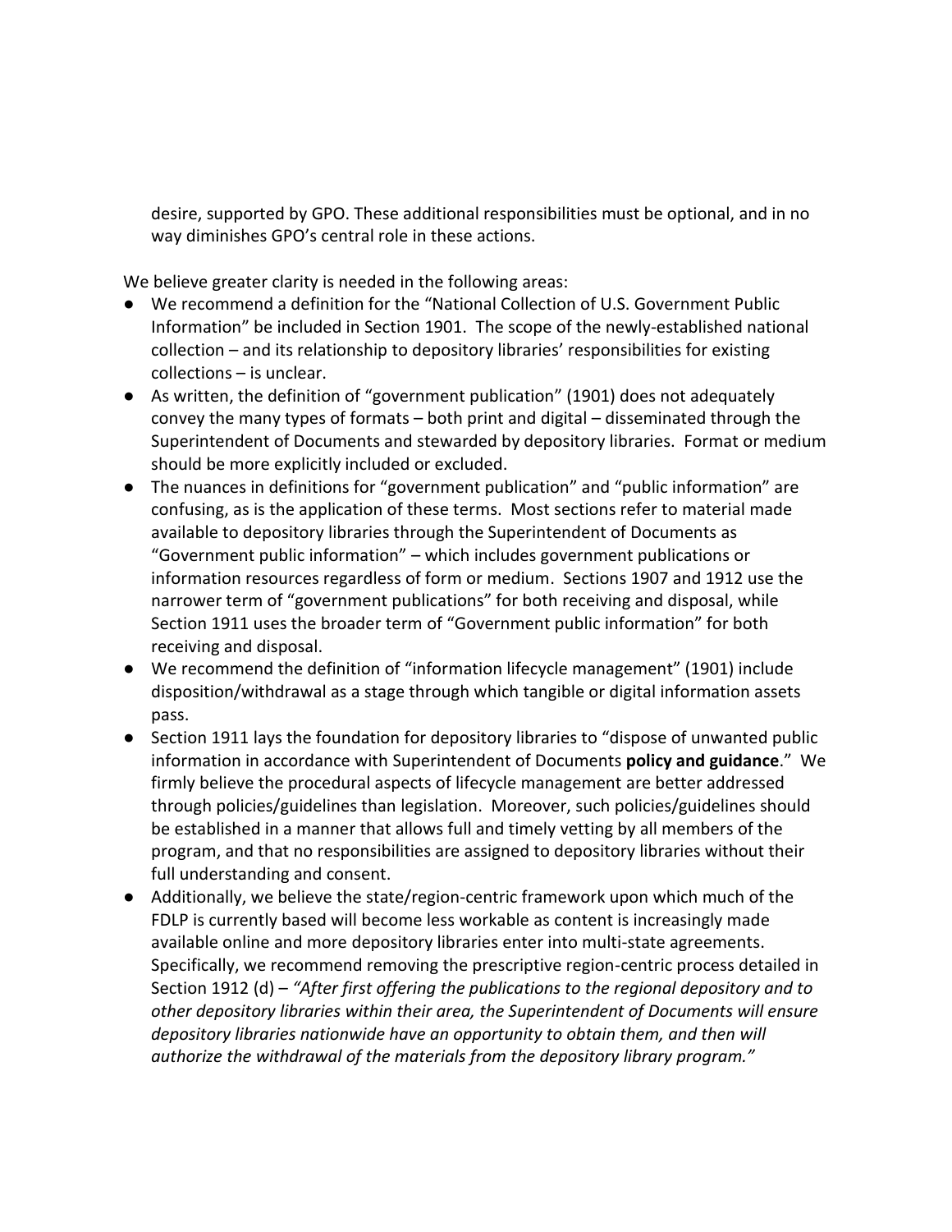desire, supported by GPO. These additional responsibilities must be optional, and in no way diminishes GPO's central role in these actions.

We believe greater clarity is needed in the following areas:

- We recommend a definition for the "National Collection of U.S. Government Public Information" be included in Section 1901. The scope of the newly-established national collection – and its relationship to depository libraries' responsibilities for existing collections – is unclear.
- As written, the definition of "government publication" (1901) does not adequately convey the many types of formats – both print and digital – disseminated through the Superintendent of Documents and stewarded by depository libraries. Format or medium should be more explicitly included or excluded.
- The nuances in definitions for "government publication" and "public information" are confusing, as is the application of these terms. Most sections refer to material made available to depository libraries through the Superintendent of Documents as "Government public information" – which includes government publications or information resources regardless of form or medium. Sections 1907 and 1912 use the narrower term of "government publications" for both receiving and disposal, while Section 1911 uses the broader term of "Government public information" for both receiving and disposal.
- We recommend the definition of "information lifecycle management" (1901) include disposition/withdrawal as a stage through which tangible or digital information assets pass.
- Section 1911 lays the foundation for depository libraries to "dispose of unwanted public information in accordance with Superintendent of Documents **policy and guidance**." We firmly believe the procedural aspects of lifecycle management are better addressed through policies/guidelines than legislation. Moreover, such policies/guidelines should be established in a manner that allows full and timely vetting by all members of the program, and that no responsibilities are assigned to depository libraries without their full understanding and consent.
- Additionally, we believe the state/region-centric framework upon which much of the FDLP is currently based will become less workable as content is increasingly made available online and more depository libraries enter into multi-state agreements. Specifically, we recommend removing the prescriptive region-centric process detailed in Section 1912 (d) – *"After first offering the publications to the regional depository and to other depository libraries within their area, the Superintendent of Documents will ensure depository libraries nationwide have an opportunity to obtain them, and then will authorize the withdrawal of the materials from the depository library program."*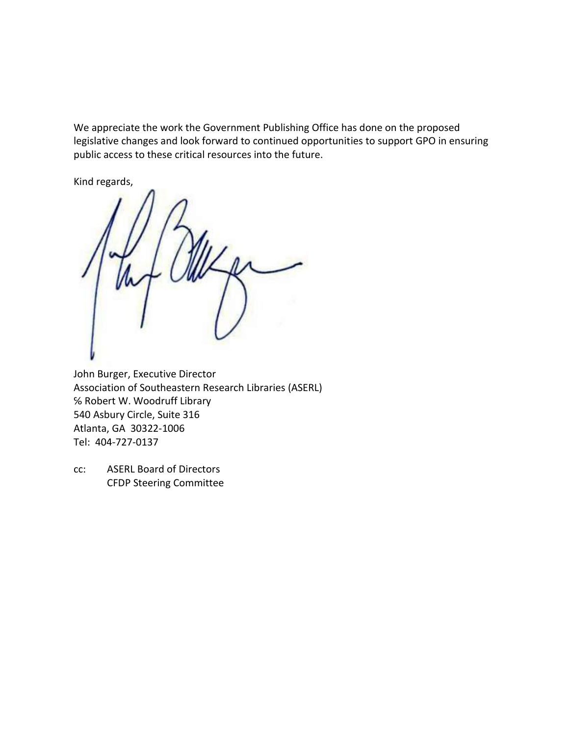We appreciate the work the Government Publishing Office has done on the proposed legislative changes and look forward to continued opportunities to support GPO in ensuring public access to these critical resources into the future.

Kind regards,

John Burger, Executive Director  
Association of Southeastern Research Libraries (ASERL)  
℅ Robert W. Woodruff Library  
540 Asbury Circle, Suite 316  
Atlanta, GA 30322-1006  
Tel: 404-727-0137

cc: ASERL Board of Directors  
CFDP Steering Committee